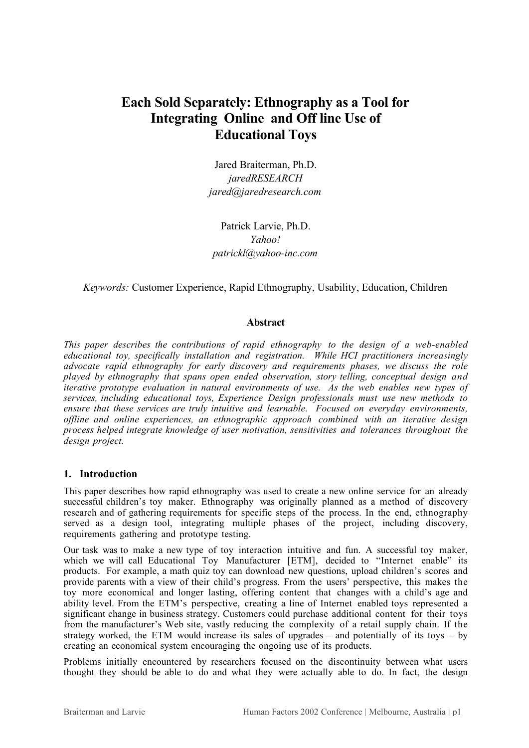# Each Sold Separately: Ethnography as a Tool for Integrating Online and Off line Use of Educational Toys

Jared Braiterman, Ph.D.  
*jaredRESEARCH*  
*jared@jaredresearch.com*

Patrick Larvie, Ph.D.  
*Yahoo!*  
*patrickl@yahoo-inc.com*

*Keywords:* Customer Experience, Rapid Ethnography, Usability, Education, Children

### Abstract

*This paper describes the contributions of rapid ethnography to the design of a web-enabled educational toy, specifically installation and registration. While HCI practitioners increasingly advocate rapid ethnography for early discovery and requirements phases, we discuss the role played by ethnography that spans open ended observation, story telling, conceptual design and iterative prototype evaluation in natural environments of use. As the web enables new types of services, including educational toys, Experience Design professionals must use new methods to ensure that these services are truly intuitive and learnable. Focused on everyday environments, offline and online experiences, an ethnographic approach combined with an iterative design process helped integrate knowledge of user motivation, sensitivities and tolerances throughout the design project.*

## 1. Introduction

This paper describes how rapid ethnography was used to create a new online service for an already successful children's toy maker. Ethnography was originally planned as a method of discovery research and of gathering requirements for specific steps of the process. In the end, ethnography served as a design tool, integrating multiple phases of the project, including discovery, requirements gathering and prototype testing.

Our task was to make a new type of toy interaction intuitive and fun. A successful toy maker, which we will call Educational Toy Manufacturer [ETM], decided to "Internet enable" its products. For example, a math quiz toy can download new questions, upload children's scores and provide parents with a view of their child's progress. From the users' perspective, this makes the toy more economical and longer lasting, offering content that changes with a child's age and ability level. From the ETM's perspective, creating a line of Internet enabled toys represented a significant change in business strategy. Customers could purchase additional content for their toys from the manufacturer's Web site, vastly reducing the complexity of a retail supply chain. If the strategy worked, the ETM would increase its sales of upgrades – and potentially of its toys – by creating an economical system encouraging the ongoing use of its products.

Problems initially encountered by researchers focused on the discontinuity between what users thought they should be able to do and what they were actually able to do. In fact, the design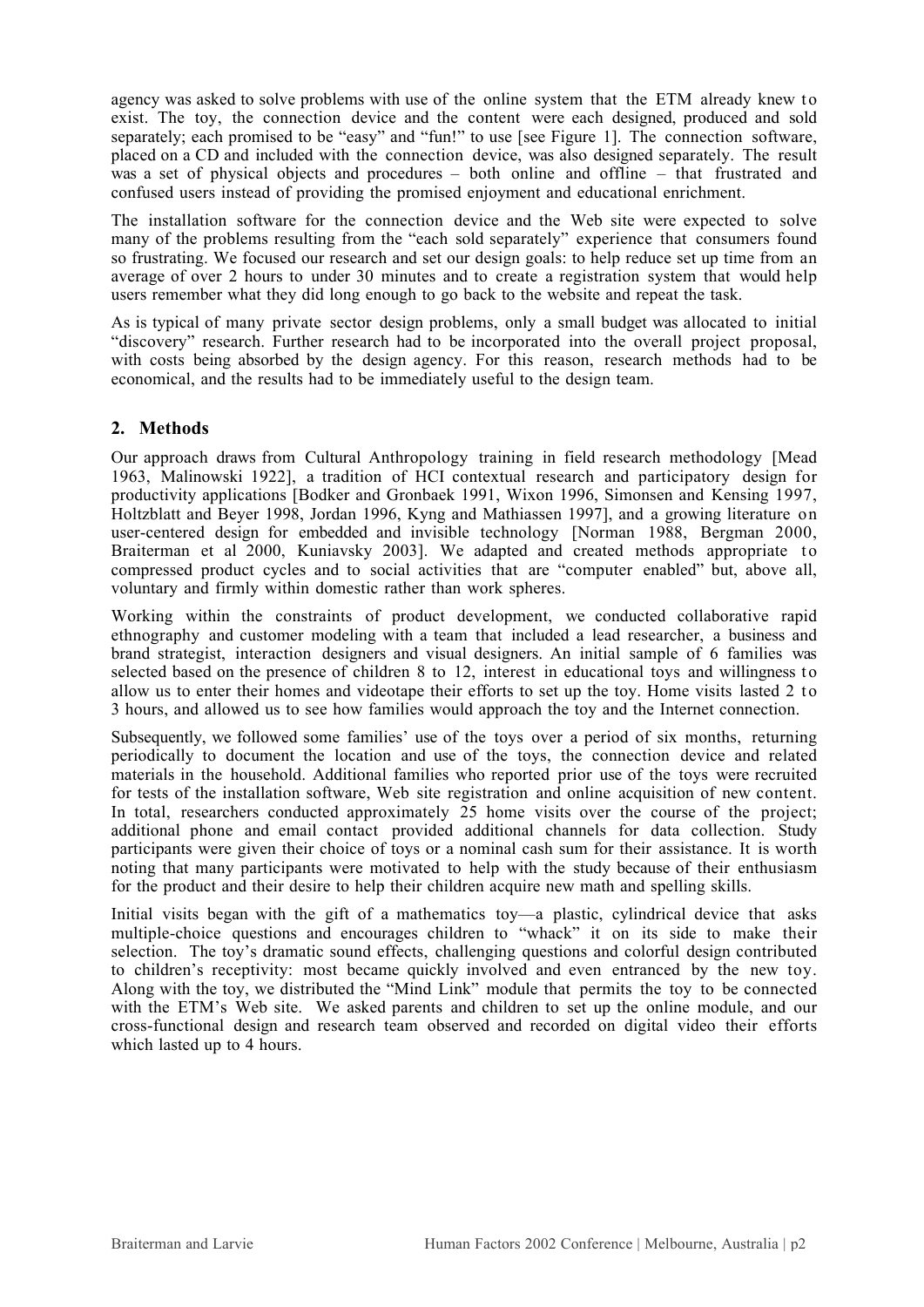agency was asked to solve problems with use of the online system that the ETM already knew to exist. The toy, the connection device and the content were each designed, produced and sold separately; each promised to be "easy" and "fun!" to use [see Figure 1]. The connection software, placed on a CD and included with the connection device, was also designed separately. The result was a set of physical objects and procedures – both online and offline – that frustrated and confused users instead of providing the promised enjoyment and educational enrichment.

The installation software for the connection device and the Web site were expected to solve many of the problems resulting from the "each sold separately" experience that consumers found so frustrating. We focused our research and set our design goals: to help reduce set up time from an average of over 2 hours to under 30 minutes and to create a registration system that would help users remember what they did long enough to go back to the website and repeat the task.

As is typical of many private sector design problems, only a small budget was allocated to initial "discovery" research. Further research had to be incorporated into the overall project proposal, with costs being absorbed by the design agency. For this reason, research methods had to be economical, and the results had to be immediately useful to the design team.

## 2. Methods

Our approach draws from Cultural Anthropology training in field research methodology [Mead 1963, Malinowski 1922], a tradition of HCI contextual research and participatory design for productivity applications [Bodker and Gronbaek 1991, Wixon 1996, Simonsen and Kensing 1997, Holtzblatt and Beyer 1998, Jordan 1996, Kyng and Mathiassen 1997], and a growing literature on user-centered design for embedded and invisible technology [Norman 1988, Bergman 2000, Braiterman et al 2000, Kuniavsky 2003]. We adapted and created methods appropriate to compressed product cycles and to social activities that are "computer enabled" but, above all, voluntary and firmly within domestic rather than work spheres.

Working within the constraints of product development, we conducted collaborative rapid ethnography and customer modeling with a team that included a lead researcher, a business and brand strategist, interaction designers and visual designers. An initial sample of 6 families was selected based on the presence of children 8 to 12, interest in educational toys and willingness to allow us to enter their homes and videotape their efforts to set up the toy. Home visits lasted 2 to 3 hours, and allowed us to see how families would approach the toy and the Internet connection.

Subsequently, we followed some families' use of the toys over a period of six months, returning periodically to document the location and use of the toys, the connection device and related materials in the household. Additional families who reported prior use of the toys were recruited for tests of the installation software, Web site registration and online acquisition of new content. In total, researchers conducted approximately 25 home visits over the course of the project; additional phone and email contact provided additional channels for data collection. Study participants were given their choice of toys or a nominal cash sum for their assistance. It is worth noting that many participants were motivated to help with the study because of their enthusiasm for the product and their desire to help their children acquire new math and spelling skills.

Initial visits began with the gift of a mathematics toy—a plastic, cylindrical device that asks multiple-choice questions and encourages children to "whack" it on its side to make their selection. The toy's dramatic sound effects, challenging questions and colorful design contributed to children's receptivity: most became quickly involved and even entranced by the new toy. Along with the toy, we distributed the "Mind Link" module that permits the toy to be connected with the ETM's Web site. We asked parents and children to set up the online module, and our cross-functional design and research team observed and recorded on digital video their efforts which lasted up to 4 hours.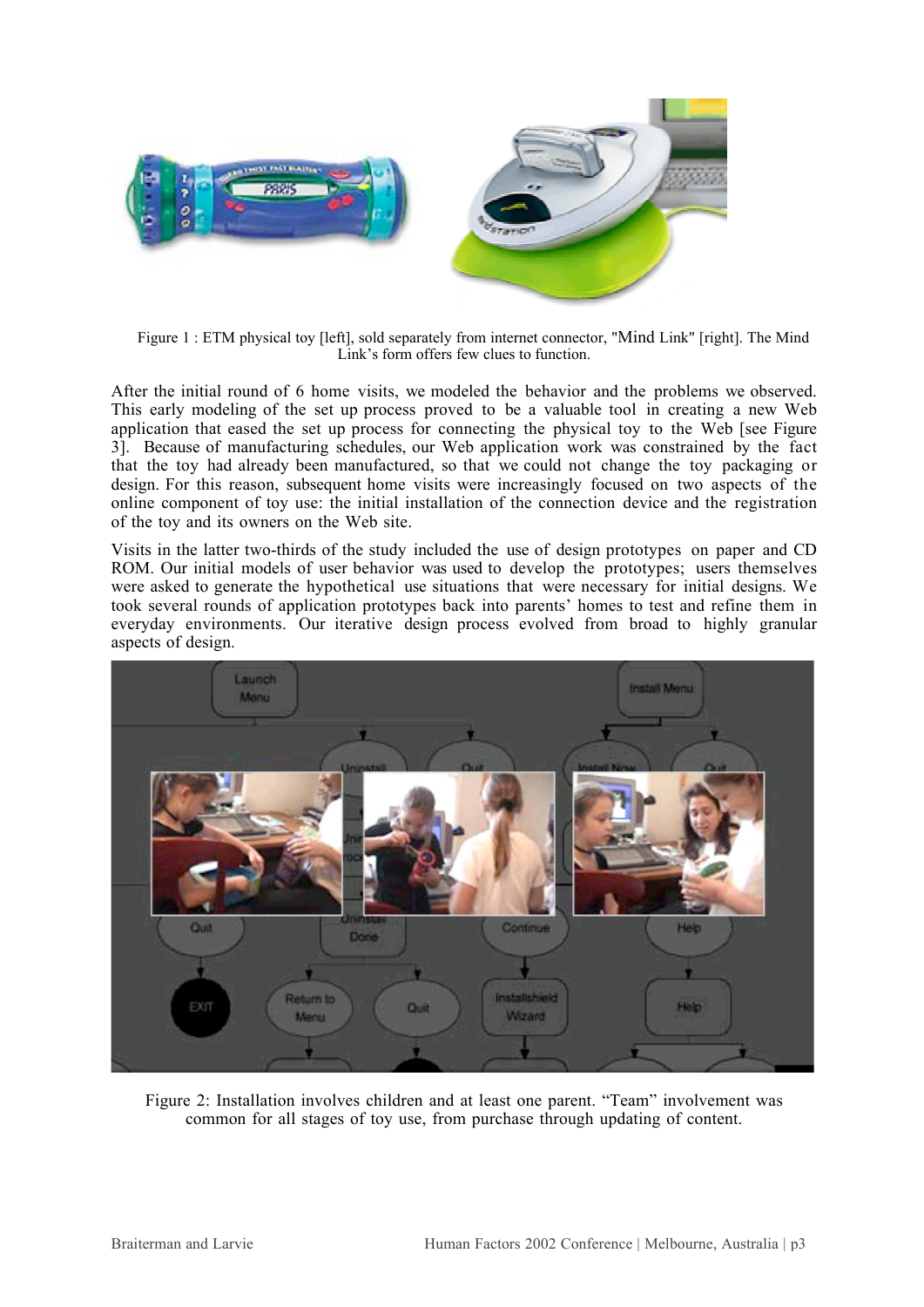Figure 1 : ETM physical toy [left], sold separately from internet connector, "Mind Link" [right]. The Mind Link's form offers few clues to function.

After the initial round of 6 home visits, we modeled the behavior and the problems we observed. This early modeling of the set up process proved to be a valuable tool in creating a new Web application that eased the set up process for connecting the physical toy to the Web [see Figure 3]. Because of manufacturing schedules, our Web application work was constrained by the fact that the toy had already been manufactured, so that we could not change the toy packaging or design. For this reason, subsequent home visits were increasingly focused on two aspects of the online component of toy use: the initial installation of the connection device and the registration of the toy and its owners on the Web site.

Visits in the latter two-thirds of the study included the use of design prototypes on paper and CD ROM. Our initial models of user behavior was used to develop the prototypes; users themselves were asked to generate the hypothetical use situations that were necessary for initial designs. We took several rounds of application prototypes back into parents' homes to test and refine them in everyday environments. Our iterative design process evolved from broad to highly granular aspects of design.

Figure 2: Installation involves children and at least one parent. "Team" involvement was common for all stages of toy use, from purchase through updating of content.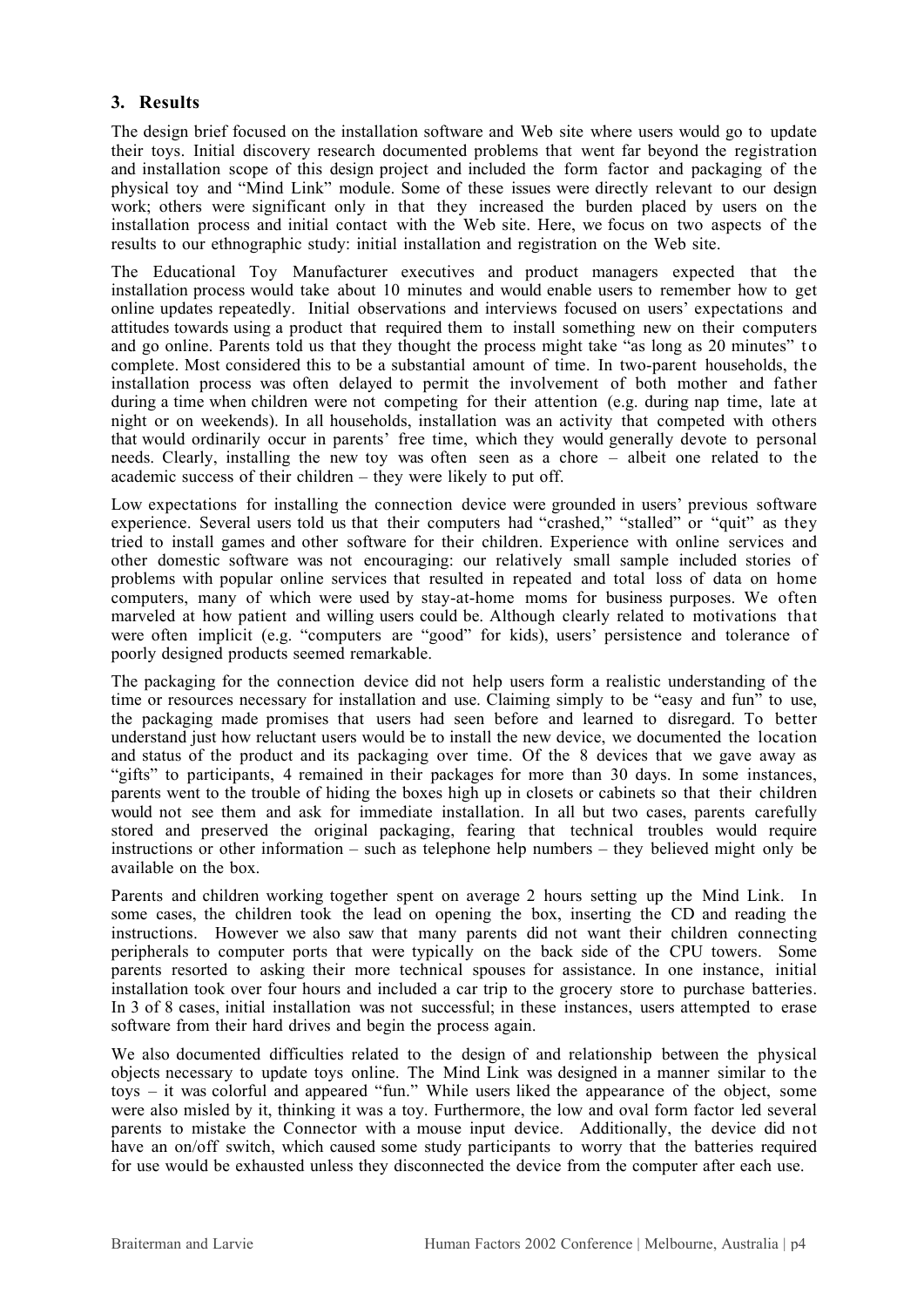## 3. Results

The design brief focused on the installation software and Web site where users would go to update their toys. Initial discovery research documented problems that went far beyond the registration and installation scope of this design project and included the form factor and packaging of the physical toy and "Mind Link" module. Some of these issues were directly relevant to our design work; others were significant only in that they increased the burden placed by users on the installation process and initial contact with the Web site. Here, we focus on two aspects of the results to our ethnographic study: initial installation and registration on the Web site.

The Educational Toy Manufacturer executives and product managers expected that the installation process would take about 10 minutes and would enable users to remember how to get online updates repeatedly. Initial observations and interviews focused on users' expectations and attitudes towards using a product that required them to install something new on their computers and go online. Parents told us that they thought the process might take "as long as 20 minutes" to complete. Most considered this to be a substantial amount of time. In two-parent households, the installation process was often delayed to permit the involvement of both mother and father during a time when children were not competing for their attention (e.g. during nap time, late at night or on weekends). In all households, installation was an activity that competed with others that would ordinarily occur in parents' free time, which they would generally devote to personal needs. Clearly, installing the new toy was often seen as a chore – albeit one related to the academic success of their children – they were likely to put off.

Low expectations for installing the connection device were grounded in users' previous software experience. Several users told us that their computers had "crashed," "stalled" or "quit" as they tried to install games and other software for their children. Experience with online services and other domestic software was not encouraging: our relatively small sample included stories of problems with popular online services that resulted in repeated and total loss of data on home computers, many of which were used by stay-at-home moms for business purposes. We often marveled at how patient and willing users could be. Although clearly related to motivations that were often implicit (e.g. "computers are "good" for kids), users' persistence and tolerance of poorly designed products seemed remarkable.

The packaging for the connection device did not help users form a realistic understanding of the time or resources necessary for installation and use. Claiming simply to be "easy and fun" to use, the packaging made promises that users had seen before and learned to disregard. To better understand just how reluctant users would be to install the new device, we documented the location and status of the product and its packaging over time. Of the 8 devices that we gave away as "gifts" to participants, 4 remained in their packages for more than 30 days. In some instances, parents went to the trouble of hiding the boxes high up in closets or cabinets so that their children would not see them and ask for immediate installation. In all but two cases, parents carefully stored and preserved the original packaging, fearing that technical troubles would require instructions or other information – such as telephone help numbers – they believed might only be available on the box.

Parents and children working together spent on average 2 hours setting up the Mind Link. In some cases, the children took the lead on opening the box, inserting the CD and reading the instructions. However we also saw that many parents did not want their children connecting peripherals to computer ports that were typically on the back side of the CPU towers. Some parents resorted to asking their more technical spouses for assistance. In one instance, initial installation took over four hours and included a car trip to the grocery store to purchase batteries. In 3 of 8 cases, initial installation was not successful; in these instances, users attempted to erase software from their hard drives and begin the process again.

We also documented difficulties related to the design of and relationship between the physical objects necessary to update toys online. The Mind Link was designed in a manner similar to the toys – it was colorful and appeared "fun." While users liked the appearance of the object, some were also misled by it, thinking it was a toy. Furthermore, the low and oval form factor led several parents to mistake the Connector with a mouse input device. Additionally, the device did not have an on/off switch, which caused some study participants to worry that the batteries required for use would be exhausted unless they disconnected the device from the computer after each use.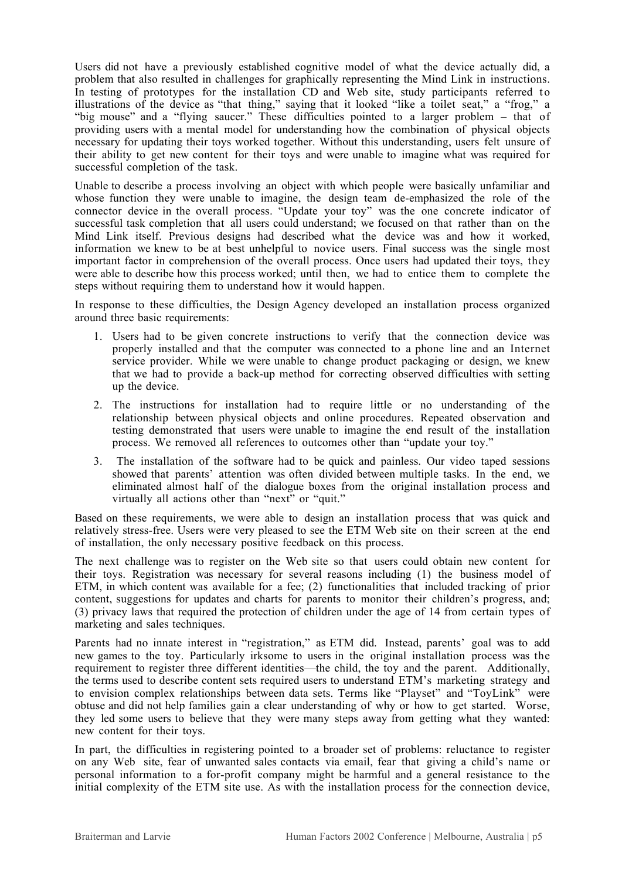Users did not have a previously established cognitive model of what the device actually did, a problem that also resulted in challenges for graphically representing the Mind Link in instructions. In testing of prototypes for the installation CD and Web site, study participants referred to illustrations of the device as "that thing," saying that it looked "like a toilet seat," a "frog," a "big mouse" and a "flying saucer." These difficulties pointed to a larger problem – that of providing users with a mental model for understanding how the combination of physical objects necessary for updating their toys worked together. Without this understanding, users felt unsure of their ability to get new content for their toys and were unable to imagine what was required for successful completion of the task.

Unable to describe a process involving an object with which people were basically unfamiliar and whose function they were unable to imagine, the design team de-emphasized the role of the connector device in the overall process. "Update your toy" was the one concrete indicator of successful task completion that all users could understand; we focused on that rather than on the Mind Link itself. Previous designs had described what the device was and how it worked, information we knew to be at best unhelpful to novice users. Final success was the single most important factor in comprehension of the overall process. Once users had updated their toys, they were able to describe how this process worked; until then, we had to entice them to complete the steps without requiring them to understand how it would happen.

In response to these difficulties, the Design Agency developed an installation process organized around three basic requirements:

1. Users had to be given concrete instructions to verify that the connection device was properly installed and that the computer was connected to a phone line and an Internet service provider. While we were unable to change product packaging or design, we knew that we had to provide a back-up method for correcting observed difficulties with setting up the device.
2. The instructions for installation had to require little or no understanding of the relationship between physical objects and online procedures. Repeated observation and testing demonstrated that users were unable to imagine the end result of the installation process. We removed all references to outcomes other than "update your toy."
3. The installation of the software had to be quick and painless. Our video taped sessions showed that parents' attention was often divided between multiple tasks. In the end, we eliminated almost half of the dialogue boxes from the original installation process and virtually all actions other than "next" or "quit."

Based on these requirements, we were able to design an installation process that was quick and relatively stress-free. Users were very pleased to see the ETM Web site on their screen at the end of installation, the only necessary positive feedback on this process.

The next challenge was to register on the Web site so that users could obtain new content for their toys. Registration was necessary for several reasons including (1) the business model of ETM, in which content was available for a fee; (2) functionalities that included tracking of prior content, suggestions for updates and charts for parents to monitor their children's progress, and; (3) privacy laws that required the protection of children under the age of 14 from certain types of marketing and sales techniques.

Parents had no innate interest in "registration," as ETM did. Instead, parents' goal was to add new games to the toy. Particularly irksome to users in the original installation process was the requirement to register three different identities—the child, the toy and the parent. Additionally, the terms used to describe content sets required users to understand ETM's marketing strategy and to envision complex relationships between data sets. Terms like "Playset" and "ToyLink" were obtuse and did not help families gain a clear understanding of why or how to get started. Worse, they led some users to believe that they were many steps away from getting what they wanted: new content for their toys.

In part, the difficulties in registering pointed to a broader set of problems: reluctance to register on any Web site, fear of unwanted sales contacts via email, fear that giving a child's name or personal information to a for-profit company might be harmful and a general resistance to the initial complexity of the ETM site use. As with the installation process for the connection device,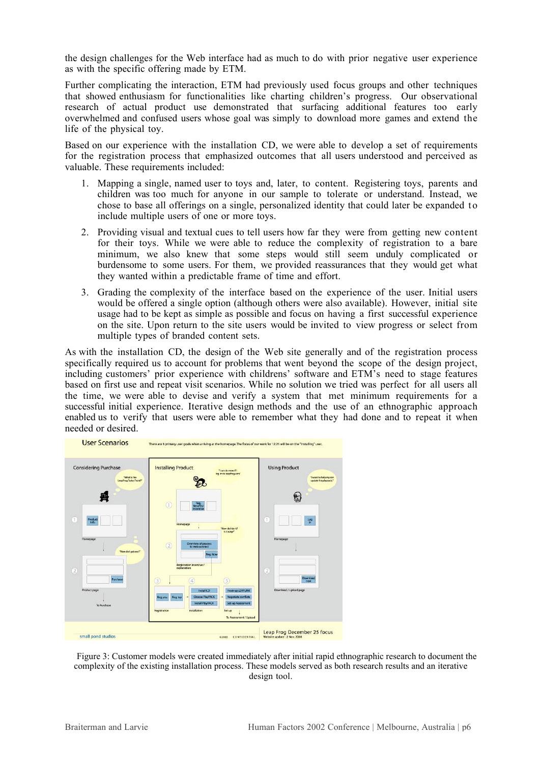the design challenges for the Web interface had as much to do with prior negative user experience as with the specific offering made by ETM.

Further complicating the interaction, ETM had previously used focus groups and other techniques that showed enthusiasm for functionalities like charting children's progress. Our observational research of actual product use demonstrated that surfacing additional features too early overwhelmed and confused users whose goal was simply to download more games and extend the life of the physical toy.

Based on our experience with the installation CD, we were able to develop a set of requirements for the registration process that emphasized outcomes that all users understood and perceived as valuable. These requirements included:

1. Mapping a single, named user to toys and, later, to content. Registering toys, parents and children was too much for anyone in our sample to tolerate or understand. Instead, we chose to base all offerings on a single, personalized identity that could later be expanded to include multiple users of one or more toys.

2. Providing visual and textual cues to tell users how far they were from getting new content for their toys. While we were able to reduce the complexity of registration to a bare minimum, we also knew that some steps would still seem unduly complicated or burdensome to some users. For them, we provided reassurances that they would get what they wanted within a predictable frame of time and effort.

3. Grading the complexity of the interface based on the experience of the user. Initial users would be offered a single option (although others were also available). However, initial site usage had to be kept as simple as possible and focus on having a first successful experience on the site. Upon return to the site users would be invited to view progress or select from multiple types of branded content sets.

As with the installation CD, the design of the Web site generally and of the registration process specifically required us to account for problems that went beyond the scope of the design project, including customers' prior experience with childrens' software and ETM's need to stage features based on first use and repeat visit scenarios. While no solution we tried was perfect for all users all the time, we were able to devise and verify a system that met minimum requirements for a successful initial experience. Iterative design methods and the use of an ethnographic approach enabled us to verify that users were able to remember what they had done and to repeat it when needed or desired.

Figure 3: Customer models were created immediately after initial rapid ethnographic research to document the complexity of the existing installation process. These models served as both research results and an iterative design tool.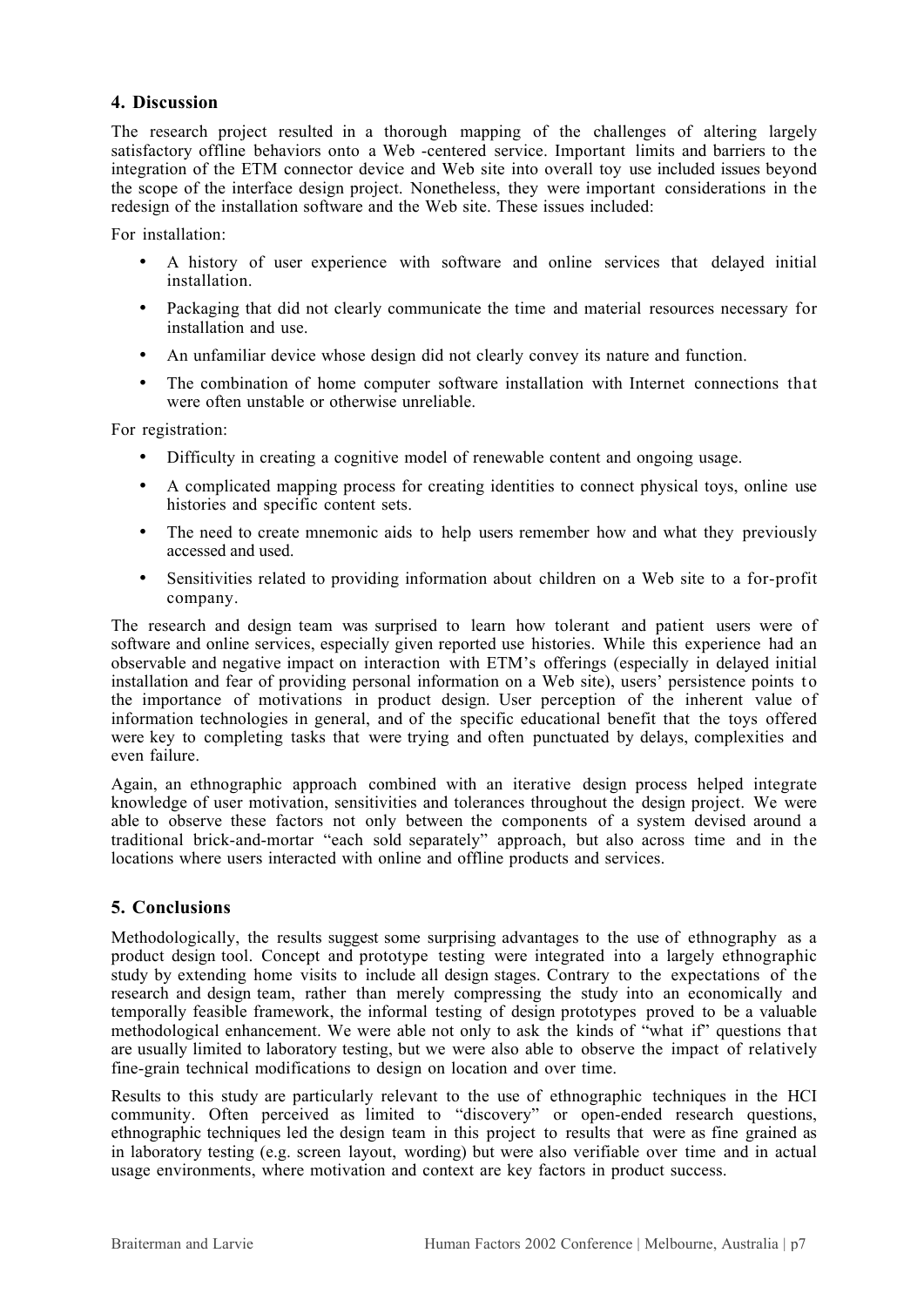## 4. Discussion

The research project resulted in a thorough mapping of the challenges of altering largely satisfactory offline behaviors onto a Web -centered service. Important limits and barriers to the integration of the ETM connector device and Web site into overall toy use included issues beyond the scope of the interface design project. Nonetheless, they were important considerations in the redesign of the installation software and the Web site. These issues included:

For installation:

- A history of user experience with software and online services that delayed initial installation.
- Packaging that did not clearly communicate the time and material resources necessary for installation and use.
- An unfamiliar device whose design did not clearly convey its nature and function.
- The combination of home computer software installation with Internet connections that were often unstable or otherwise unreliable.

For registration:

- Difficulty in creating a cognitive model of renewable content and ongoing usage.
- A complicated mapping process for creating identities to connect physical toys, online use histories and specific content sets.
- The need to create mnemonic aids to help users remember how and what they previously accessed and used.
- Sensitivities related to providing information about children on a Web site to a for-profit company.

The research and design team was surprised to learn how tolerant and patient users were of software and online services, especially given reported use histories. While this experience had an observable and negative impact on interaction with ETM's offerings (especially in delayed initial installation and fear of providing personal information on a Web site), users' persistence points to the importance of motivations in product design. User perception of the inherent value of information technologies in general, and of the specific educational benefit that the toys offered were key to completing tasks that were trying and often punctuated by delays, complexities and even failure.

Again, an ethnographic approach combined with an iterative design process helped integrate knowledge of user motivation, sensitivities and tolerances throughout the design project. We were able to observe these factors not only between the components of a system devised around a traditional brick-and-mortar "each sold separately" approach, but also across time and in the locations where users interacted with online and offline products and services.

## 5. Conclusions

Methodologically, the results suggest some surprising advantages to the use of ethnography as a product design tool. Concept and prototype testing were integrated into a largely ethnographic study by extending home visits to include all design stages. Contrary to the expectations of the research and design team, rather than merely compressing the study into an economically and temporally feasible framework, the informal testing of design prototypes proved to be a valuable methodological enhancement. We were able not only to ask the kinds of "what if" questions that are usually limited to laboratory testing, but we were also able to observe the impact of relatively fine-grain technical modifications to design on location and over time.

Results to this study are particularly relevant to the use of ethnographic techniques in the HCI community. Often perceived as limited to "discovery" or open-ended research questions, ethnographic techniques led the design team in this project to results that were as fine grained as in laboratory testing (e.g. screen layout, wording) but were also verifiable over time and in actual usage environments, where motivation and context are key factors in product success.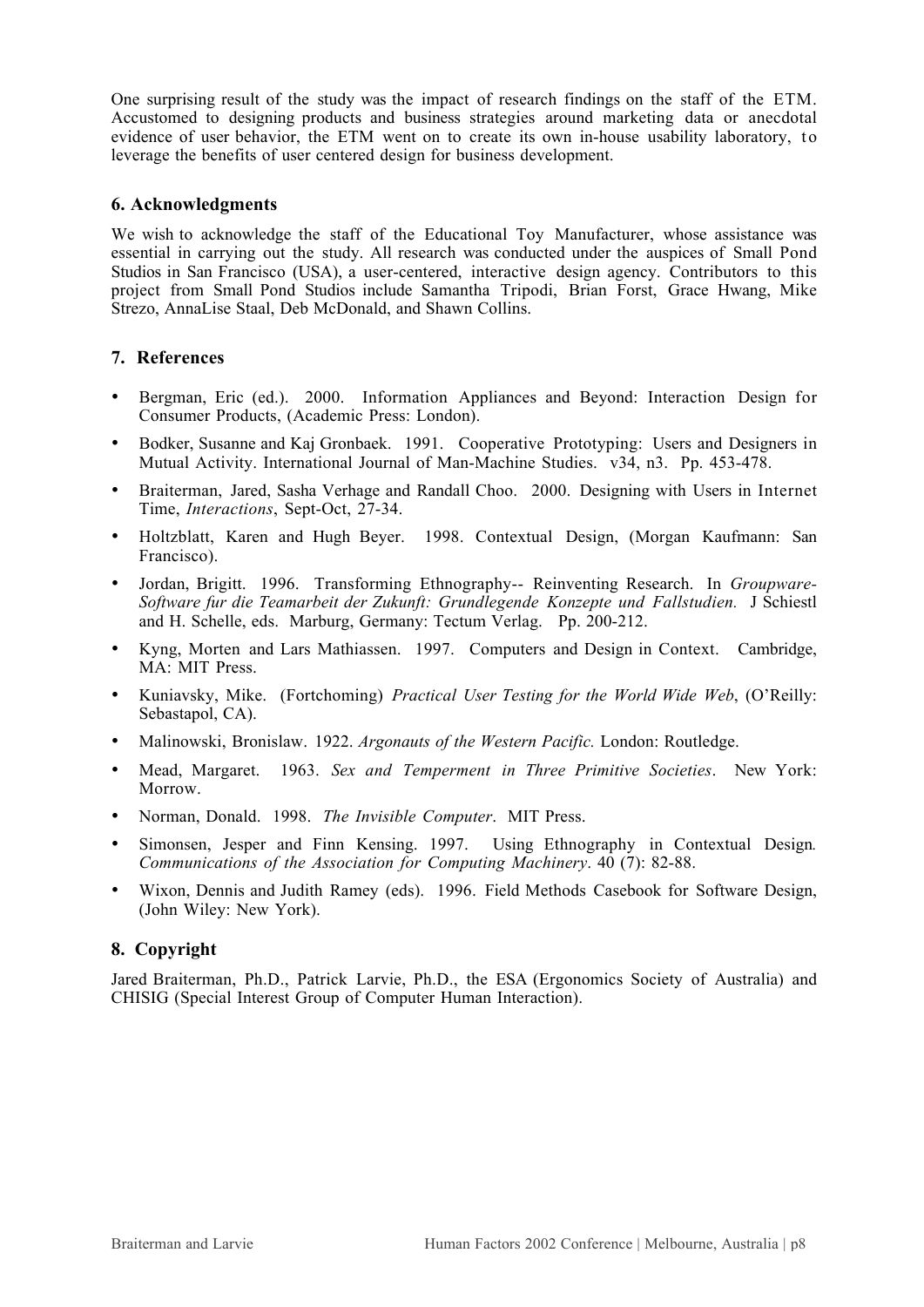One surprising result of the study was the impact of research findings on the staff of the ETM. Accustomed to designing products and business strategies around marketing data or anecdotal evidence of user behavior, the ETM went on to create its own in-house usability laboratory, to leverage the benefits of user centered design for business development.

## 6. Acknowledgments

We wish to acknowledge the staff of the Educational Toy Manufacturer, whose assistance was essential in carrying out the study. All research was conducted under the auspices of Small Pond Studios in San Francisco (USA), a user-centered, interactive design agency. Contributors to this project from Small Pond Studios include Samantha Tripodi, Brian Forst, Grace Hwang, Mike Strezo, AnnaLise Staal, Deb McDonald, and Shawn Collins.

## 7. References

- Bergman, Eric (ed.). 2000. Information Appliances and Beyond: Interaction Design for Consumer Products, (Academic Press: London).
- Bodker, Susanne and Kaj Gronbaek. 1991. Cooperative Prototyping: Users and Designers in Mutual Activity. International Journal of Man-Machine Studies. v34, n3. Pp. 453-478.
- Braiterman, Jared, Sasha Verhage and Randall Choo. 2000. Designing with Users in Internet Time, *Interactions*, Sept-Oct, 27-34.
- Holtzblatt, Karen and Hugh Beyer. 1998. Contextual Design, (Morgan Kaufmann: San Francisco).
- Jordan, Brigitt. 1996. Transforming Ethnography-- Reinventing Research. In *Groupware-Software fur die Teamarbeit der Zukunft: Grundlegende Konzepte und Fallstudien.* J Schiestl and H. Schelle, eds. Marburg, Germany: Tectum Verlag. Pp. 200-212.
- Kyng, Morten and Lars Mathiassen. 1997. Computers and Design in Context. Cambridge, MA: MIT Press.
- Kuniavsky, Mike. (Fortchoming) *Practical User Testing for the World Wide Web*, (O'Reilly: Sebastapol, CA).
- Malinowski, Bronislaw. 1922. *Argonauts of the Western Pacific.* London: Routledge.
- Mead, Margaret. 1963. *Sex and Temperment in Three Primitive Societies*. New York: Morrow.
- Norman, Donald. 1998. *The Invisible Computer*. MIT Press.
- Simonsen, Jesper and Finn Kensing. 1997. Using Ethnography in Contextual Design. *Communications of the Association for Computing Machinery*. 40 (7): 82-88.
- Wixon, Dennis and Judith Ramey (eds). 1996. Field Methods Casebook for Software Design, (John Wiley: New York).

## 8. Copyright

Jared Braiterman, Ph.D., Patrick Larvie, Ph.D., the ESA (Ergonomics Society of Australia) and CHISIG (Special Interest Group of Computer Human Interaction).